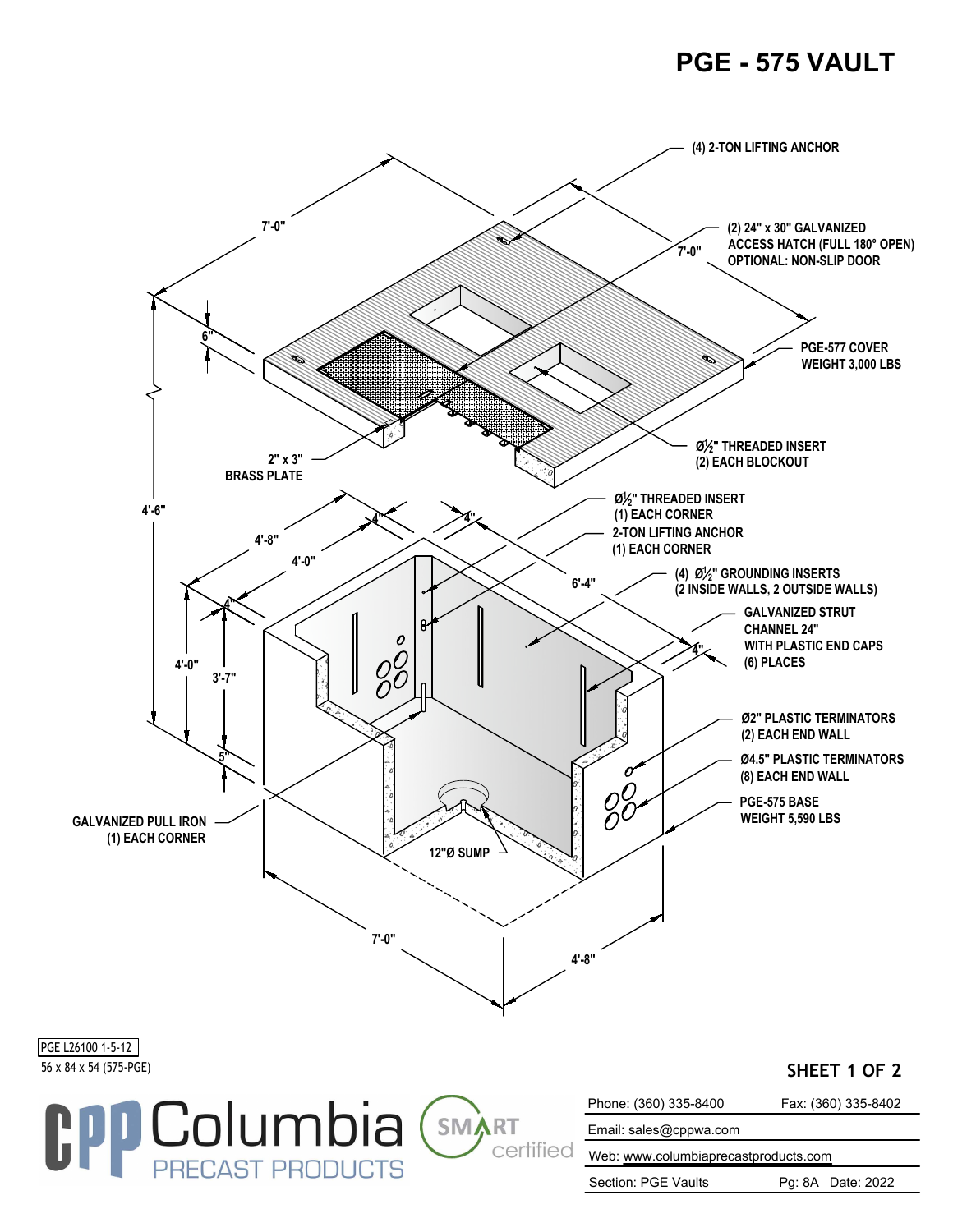# PGE - 575 VAULT

(4) 2-TON LIFTING ANCHOR

(2) 24" x 30" GALVANIZED ACCESS HATCH (FULL 180° OPEN)
OPTIONAL: NON-SLIP DOOR

PGE-577 COVER
WEIGHT 3,000 LBS

Ø½" THREADED INSERT
(2) EACH BLOCKOUT

2" x 3"
BRASS PLATE

Ø½" THREADED INSERT
(1) EACH CORNER

2-TON LIFTING ANCHOR
(1) EACH CORNER

(4) Ø½" GROUNDING INSERTS
(2 INSIDE WALLS, 2 OUTSIDE WALLS)

GALVANIZED STRUT
CHANNEL 24"
WITH PLASTIC END CAPS
(6) PLACES

Ø2" PLASTIC TERMINATORS
(2) EACH END WALL

Ø4.5" PLASTIC TERMINATORS
(8) EACH END WALL

PGE-575 BASE
WEIGHT 5,590 LBS

GALVANIZED PULL IRON
(1) EACH CORNER

12"Ø SUMP

7'-0" | 7'-0" | 6" | 4'-6" | 4'-8" | 4'-0" | 4" | 4" | 6'-4" | 4" | 4" | 4'-0" | 3'-7" | 5" | 7'-0" | 4'-8"

PGE L26100 1-5-12
56 x 84 x 54 (575-PGE)

SHEET 1 OF 2

Columbia PRECAST PRODUCTS — SMART certified

| | |
|---|---|
| Phone: (360) 335-8400 | Fax: (360) 335-8402 |
| Email: sales@cppwa.com | |
| Web: www.columbiaprecastproducts.com | |
| Section: PGE Vaults | Pg: 8A Date: 2022 |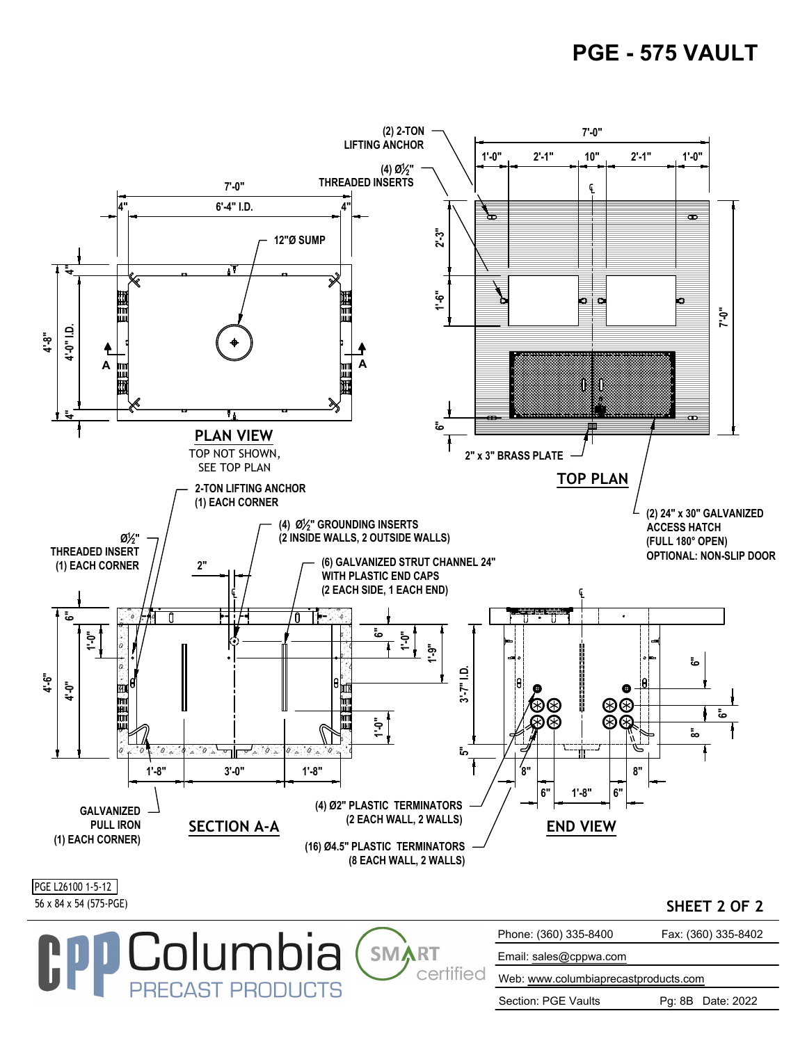# PGE - 575 VAULT

## PLAN VIEW

TOP NOT SHOWN,
SEE TOP PLAN

7'-0"
4"
6'-4" I.D.
4"
12"Ø SUMP
4"
4'-8"
4'-0" I.D.
4"
A
A

## TOP PLAN

(2) 2-TON LIFTING ANCHOR
(4) Ø½" THREADED INSERTS
7'-0"
1'-0" 2'-1" 10" 2'-1" 1'-0"
2'-3"
1'-6"
6"
7'-0"
2" x 3" BRASS PLATE
(2) 24" x 30" GALVANIZED ACCESS HATCH (FULL 180° OPEN)
OPTIONAL: NON-SLIP DOOR

## SECTION A-A

2-TON LIFTING ANCHOR (1) EACH CORNER
Ø½" THREADED INSERT (1) EACH CORNER
(4) Ø½" GROUNDING INSERTS (2 INSIDE WALLS, 2 OUTSIDE WALLS)
(6) GALVANIZED STRUT CHANNEL 24" WITH PLASTIC END CAPS (2 EACH SIDE, 1 EACH END)
2"
6"
4'-6"
1'-0"
4'-0"
6"
1'-0"
1'-9"
1'-0"
1'-8" 3'-0" 1'-8"
GALVANIZED PULL IRON (1) EACH CORNER

## END VIEW

3'-7" I.D.
5"
6"
6"
8"
8" 8"
6" 1'-8" 6"
(4) Ø2" PLASTIC TERMINATORS (2 EACH WALL, 2 WALLS)
(16) Ø4.5" PLASTIC TERMINATORS (8 EACH WALL, 2 WALLS)

PGE L26100 1-5-12
56 x 84 x 54 (575-PGE)

Columbia PRECAST PRODUCTS — SMART certified

| | |
|---|---|
| Phone: (360) 335-8400 | Fax: (360) 335-8402 |
| Email: sales@cppwa.com | |
| Web: www.columbiaprecastproducts.com | |
| Section: PGE Vaults | Pg: 8B Date: 2022 |